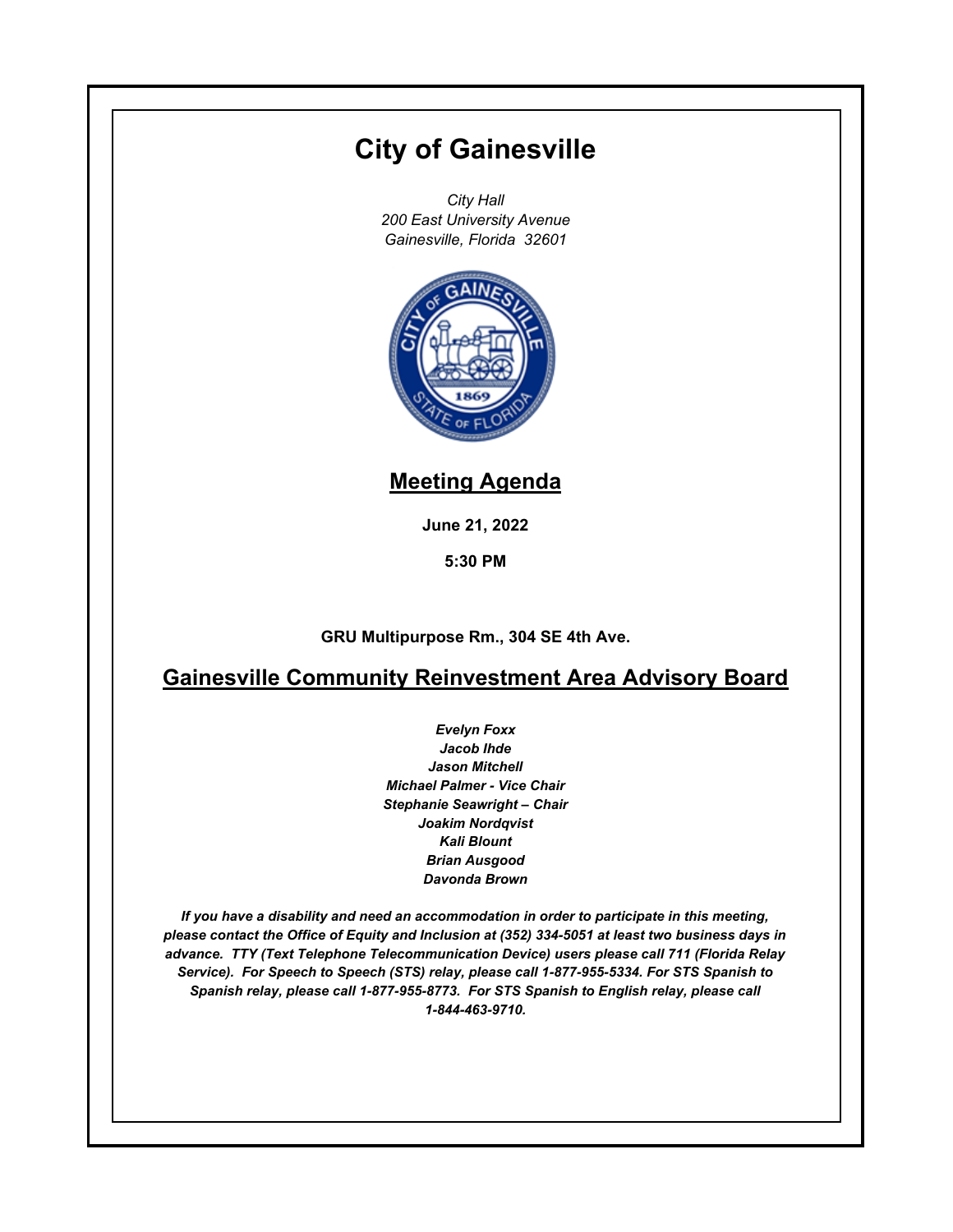# City of Gainesville

*City Hall*
*200 East University Avenue*
*Gainesville, Florida 32601*

## Meeting Agenda

**June 21, 2022**

**5:30 PM**

**GRU Multipurpose Rm., 304 SE 4th Ave.**

## Gainesville Community Reinvestment Area Advisory Board

***Evelyn Foxx***
***Jacob Ihde***
***Jason Mitchell***
***Michael Palmer - Vice Chair***
***Stephanie Seawright – Chair***
***Joakim Nordqvist***
***Kali Blount***
***Brian Ausgood***
***Davonda Brown***

***If you have a disability and need an accommodation in order to participate in this meeting, please contact the Office of Equity and Inclusion at (352) 334-5051 at least two business days in advance. TTY (Text Telephone Telecommunication Device) users please call 711 (Florida Relay Service). For Speech to Speech (STS) relay, please call 1-877-955-5334. For STS Spanish to Spanish relay, please call 1-877-955-8773. For STS Spanish to English relay, please call 1-844-463-9710.***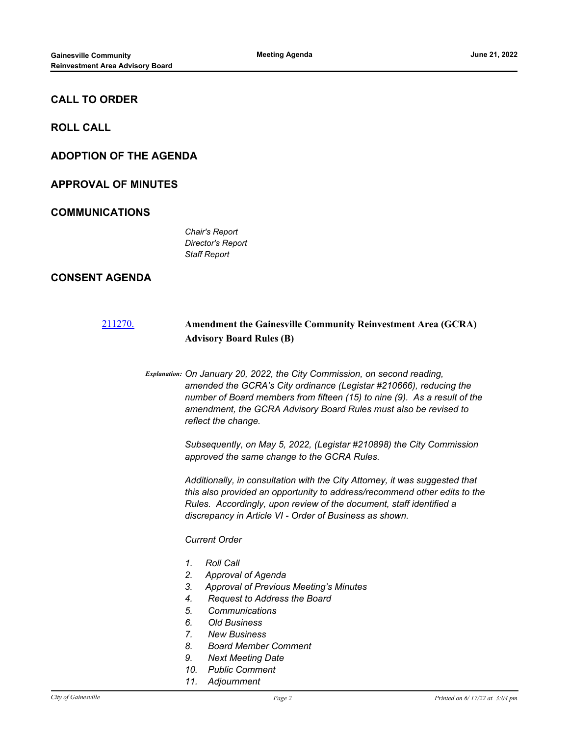## CALL TO ORDER

## ROLL CALL

## ADOPTION OF THE AGENDA

## APPROVAL OF MINUTES

## COMMUNICATIONS

*Chair's Report*
*Director's Report*
*Staff Report*

## CONSENT AGENDA

[211270.] **Amendment the Gainesville Community Reinvestment Area (GCRA) Advisory Board Rules (B)**

***Explanation:*** *On January 20, 2022, the City Commission, on second reading, amended the GCRA's City ordinance (Legistar #210666), reducing the number of Board members from fifteen (15) to nine (9). As a result of the amendment, the GCRA Advisory Board Rules must also be revised to reflect the change.*

*Subsequently, on May 5, 2022, (Legistar #210898) the City Commission approved the same change to the GCRA Rules.*

*Additionally, in consultation with the City Attorney, it was suggested that this also provided an opportunity to address/recommend other edits to the Rules. Accordingly, upon review of the document, staff identified a discrepancy in Article VI - Order of Business as shown.*

*Current Order*

1. *Roll Call*
2. *Approval of Agenda*
3. *Approval of Previous Meeting's Minutes*
4. *Request to Address the Board*
5. *Communications*
6. *Old Business*
7. *New Business*
8. *Board Member Comment*
9. *Next Meeting Date*
10. *Public Comment*
11. *Adjournment*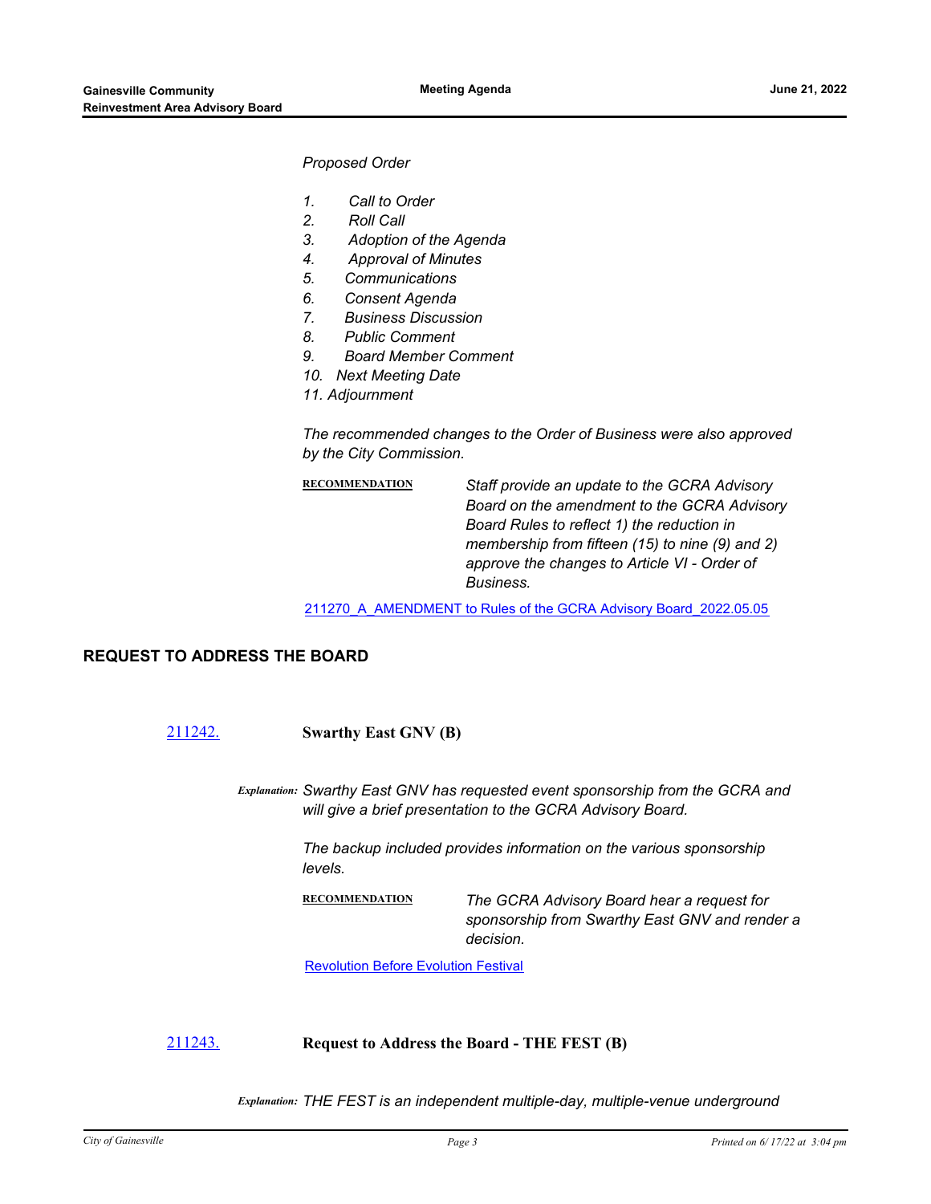*Proposed Order*

1. *Call to Order*
2. *Roll Call*
3. *Adoption of the Agenda*
4. *Approval of Minutes*
5. *Communications*
6. *Consent Agenda*
7. *Business Discussion*
8. *Public Comment*
9. *Board Member Comment*
10. *Next Meeting Date*
11. *Adjournment*

*The recommended changes to the Order of Business were also approved by the City Commission.*

**RECOMMENDATION** *Staff provide an update to the GCRA Advisory Board on the amendment to the GCRA Advisory Board Rules to reflect 1) the reduction in membership from fifteen (15) to nine (9) and 2) approve the changes to Article VI - Order of Business.*

211270_A_AMENDMENT to Rules of the GCRA Advisory Board_2022.05.05

## REQUEST TO ADDRESS THE BOARD

211242. **Swarthy East GNV (B)**

*Explanation:* *Swarthy East GNV has requested event sponsorship from the GCRA and will give a brief presentation to the GCRA Advisory Board.*

*The backup included provides information on the various sponsorship levels.*

**RECOMMENDATION** *The GCRA Advisory Board hear a request for sponsorship from Swarthy East GNV and render a decision.*

Revolution Before Evolution Festival

211243. **Request to Address the Board - THE FEST (B)**

*Explanation:* *THE FEST is an independent multiple-day, multiple-venue underground*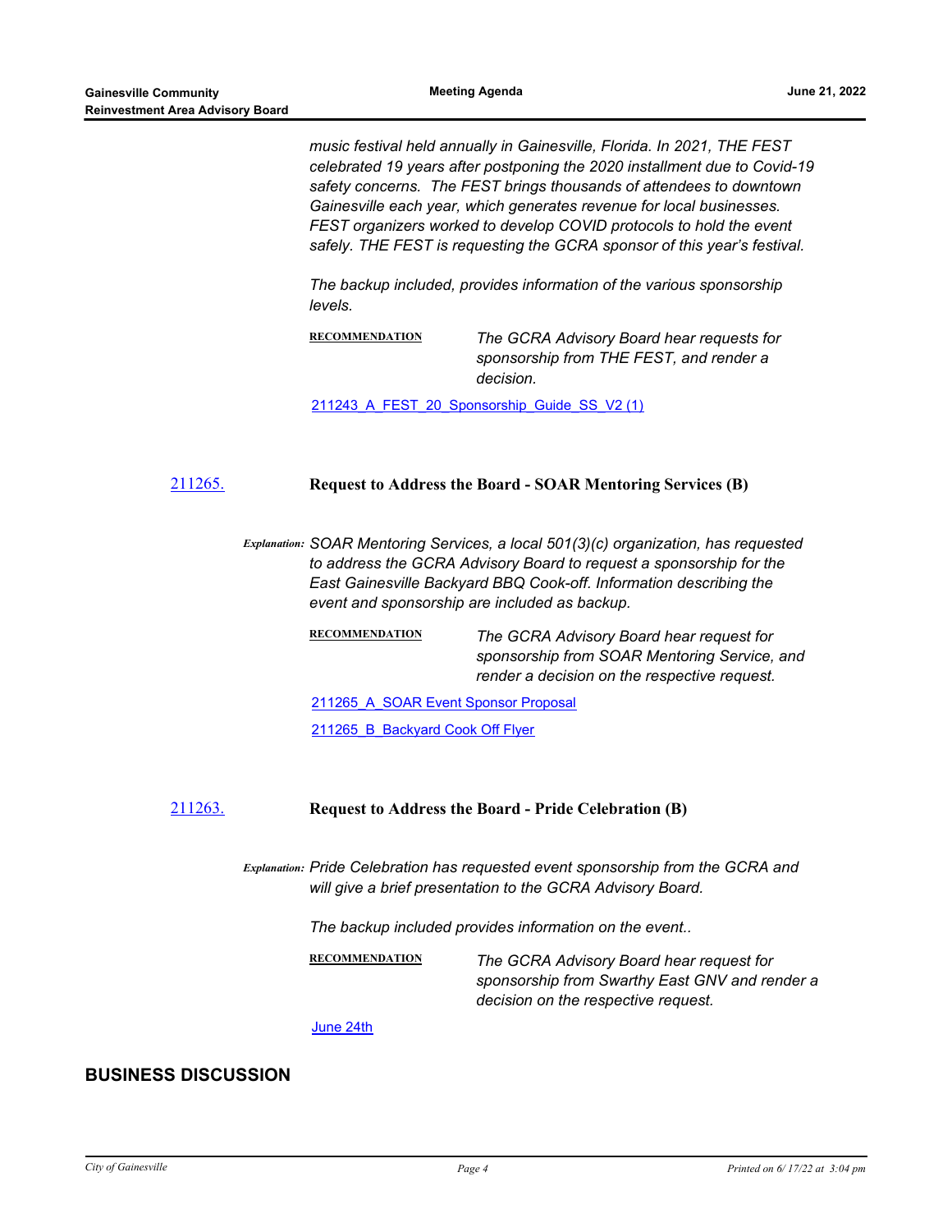*music festival held annually in Gainesville, Florida. In 2021, THE FEST celebrated 19 years after postponing the 2020 installment due to Covid-19 safety concerns. The FEST brings thousands of attendees to downtown Gainesville each year, which generates revenue for local businesses. FEST organizers worked to develop COVID protocols to hold the event safely. THE FEST is requesting the GCRA sponsor of this year's festival.*

*The backup included, provides information of the various sponsorship levels.*

**RECOMMENDATION** *The GCRA Advisory Board hear requests for sponsorship from THE FEST, and render a decision.*

[211243_A_FEST_20_Sponsorship_Guide_SS_V2 (1)]

[211265.] **Request to Address the Board - SOAR Mentoring Services (B)**

***Explanation:*** *SOAR Mentoring Services, a local 501(3)(c) organization, has requested to address the GCRA Advisory Board to request a sponsorship for the East Gainesville Backyard BBQ Cook-off. Information describing the event and sponsorship are included as backup.*

**RECOMMENDATION** *The GCRA Advisory Board hear request for sponsorship from SOAR Mentoring Service, and render a decision on the respective request.*

[211265_A_SOAR Event Sponsor Proposal]

[211265_B_Backyard Cook Off Flyer]

[211263.] **Request to Address the Board - Pride Celebration (B)**

***Explanation:*** *Pride Celebration has requested event sponsorship from the GCRA and will give a brief presentation to the GCRA Advisory Board.*

*The backup included provides information on the event..*

**RECOMMENDATION** *The GCRA Advisory Board hear request for sponsorship from Swarthy East GNV and render a decision on the respective request.*

[June 24th]

## BUSINESS DISCUSSION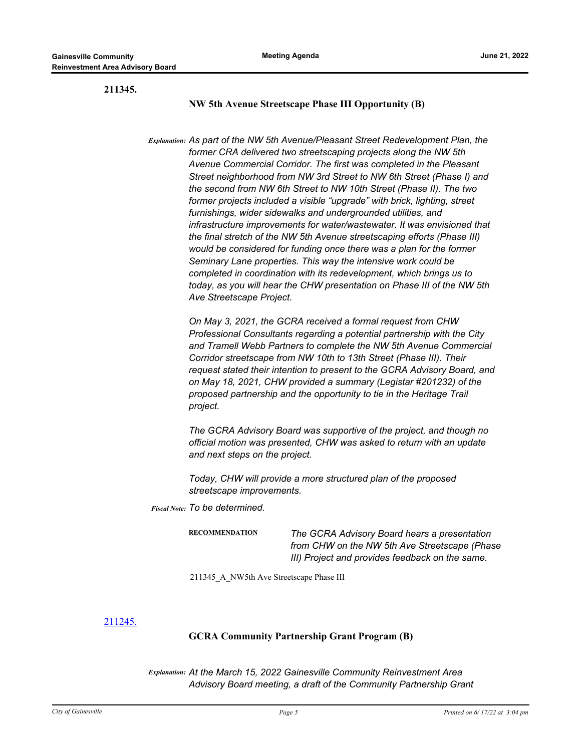**211345.**

**NW 5th Avenue Streetscape Phase III Opportunity (B)**

*Explanation:* *As part of the NW 5th Avenue/Pleasant Street Redevelopment Plan, the former CRA delivered two streetscaping projects along the NW 5th Avenue Commercial Corridor. The first was completed in the Pleasant Street neighborhood from NW 3rd Street to NW 6th Street (Phase I) and the second from NW 6th Street to NW 10th Street (Phase II). The two former projects included a visible "upgrade" with brick, lighting, street furnishings, wider sidewalks and undergrounded utilities, and infrastructure improvements for water/wastewater. It was envisioned that the final stretch of the NW 5th Avenue streetscaping efforts (Phase III) would be considered for funding once there was a plan for the former Seminary Lane properties. This way the intensive work could be completed in coordination with its redevelopment, which brings us to today, as you will hear the CHW presentation on Phase III of the NW 5th Ave Streetscape Project.*

*On May 3, 2021, the GCRA received a formal request from CHW Professional Consultants regarding a potential partnership with the City and Tramell Webb Partners to complete the NW 5th Avenue Commercial Corridor streetscape from NW 10th to 13th Street (Phase III). Their request stated their intention to present to the GCRA Advisory Board, and on May 18, 2021, CHW provided a summary (Legistar #201232) of the proposed partnership and the opportunity to tie in the Heritage Trail project.*

*The GCRA Advisory Board was supportive of the project, and though no official motion was presented, CHW was asked to return with an update and next steps on the project.*

*Today, CHW will provide a more structured plan of the proposed streetscape improvements.*

*Fiscal Note:* *To be determined.*

**RECOMMENDATION** *The GCRA Advisory Board hears a presentation from CHW on the NW 5th Ave Streetscape (Phase III) Project and provides feedback on the same.*

211345_A_NW5th Ave Streetscape Phase III

[211245.]

**GCRA Community Partnership Grant Program (B)**

*Explanation:* *At the March 15, 2022 Gainesville Community Reinvestment Area Advisory Board meeting, a draft of the Community Partnership Grant*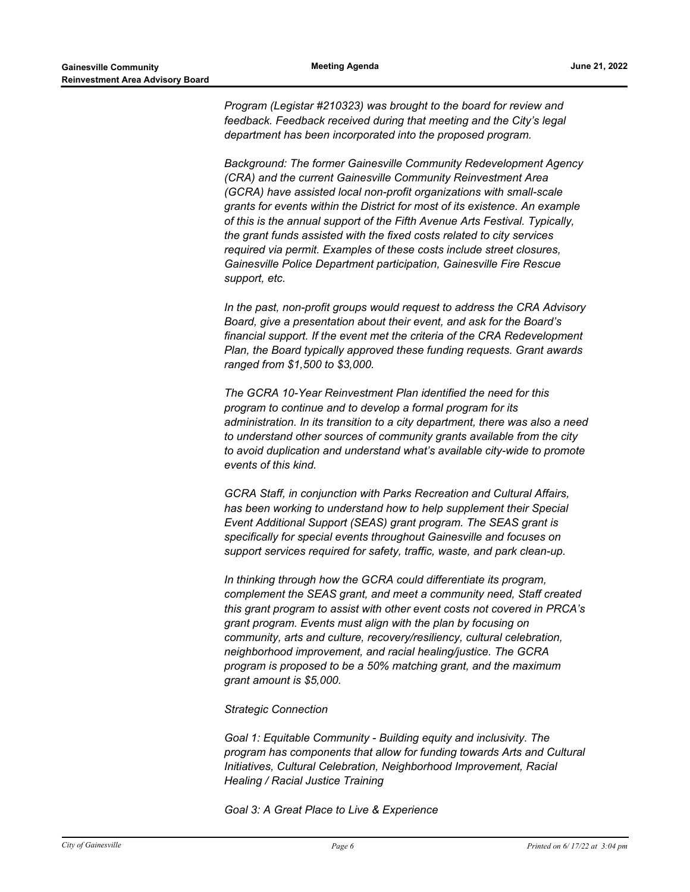*Program (Legistar #210323) was brought to the board for review and feedback. Feedback received during that meeting and the City's legal department has been incorporated into the proposed program.*

*Background: The former Gainesville Community Redevelopment Agency (CRA) and the current Gainesville Community Reinvestment Area (GCRA) have assisted local non-profit organizations with small-scale grants for events within the District for most of its existence. An example of this is the annual support of the Fifth Avenue Arts Festival. Typically, the grant funds assisted with the fixed costs related to city services required via permit. Examples of these costs include street closures, Gainesville Police Department participation, Gainesville Fire Rescue support, etc.*

*In the past, non-profit groups would request to address the CRA Advisory Board, give a presentation about their event, and ask for the Board's financial support. If the event met the criteria of the CRA Redevelopment Plan, the Board typically approved these funding requests. Grant awards ranged from $1,500 to $3,000.*

*The GCRA 10-Year Reinvestment Plan identified the need for this program to continue and to develop a formal program for its administration. In its transition to a city department, there was also a need to understand other sources of community grants available from the city to avoid duplication and understand what's available city-wide to promote events of this kind.*

*GCRA Staff, in conjunction with Parks Recreation and Cultural Affairs, has been working to understand how to help supplement their Special Event Additional Support (SEAS) grant program. The SEAS grant is specifically for special events throughout Gainesville and focuses on support services required for safety, traffic, waste, and park clean-up.*

*In thinking through how the GCRA could differentiate its program, complement the SEAS grant, and meet a community need, Staff created this grant program to assist with other event costs not covered in PRCA's grant program. Events must align with the plan by focusing on community, arts and culture, recovery/resiliency, cultural celebration, neighborhood improvement, and racial healing/justice. The GCRA program is proposed to be a 50% matching grant, and the maximum grant amount is $5,000.*

*Strategic Connection*

*Goal 1: Equitable Community - Building equity and inclusivity. The program has components that allow for funding towards Arts and Cultural Initiatives, Cultural Celebration, Neighborhood Improvement, Racial Healing / Racial Justice Training*

*Goal 3: A Great Place to Live & Experience*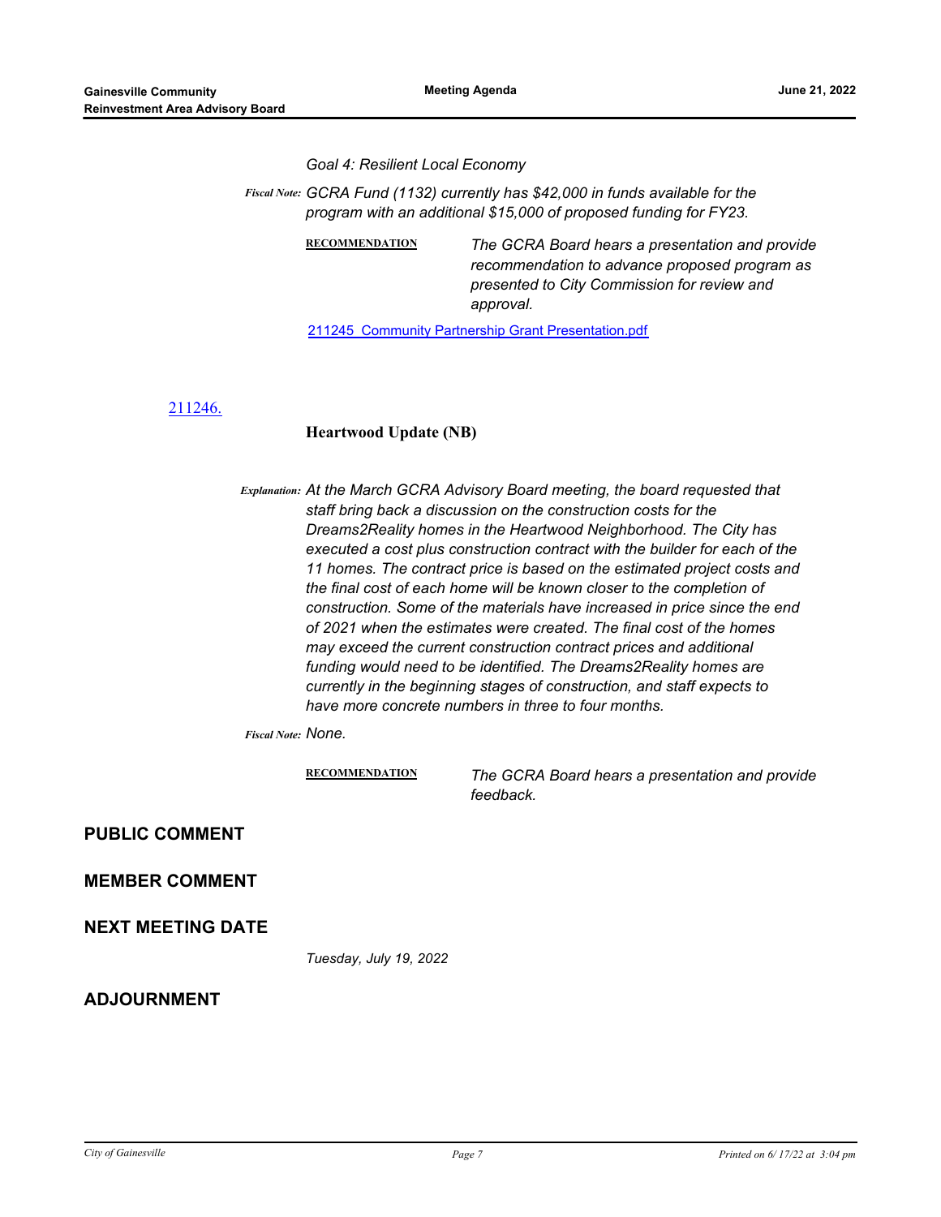*Goal 4: Resilient Local Economy*

*Fiscal Note:* *GCRA Fund (1132) currently has $42,000 in funds available for the program with an additional $15,000 of proposed funding for FY23.*

**RECOMMENDATION** *The GCRA Board hears a presentation and provide recommendation to advance proposed program as presented to City Commission for review and approval.*

[211245 Community Partnership Grant Presentation.pdf]

[211246.]

**Heartwood Update (NB)**

*Explanation:* *At the March GCRA Advisory Board meeting, the board requested that staff bring back a discussion on the construction costs for the Dreams2Reality homes in the Heartwood Neighborhood. The City has executed a cost plus construction contract with the builder for each of the 11 homes. The contract price is based on the estimated project costs and the final cost of each home will be known closer to the completion of construction. Some of the materials have increased in price since the end of 2021 when the estimates were created. The final cost of the homes may exceed the current construction contract prices and additional funding would need to be identified. The Dreams2Reality homes are currently in the beginning stages of construction, and staff expects to have more concrete numbers in three to four months.*

*Fiscal Note:* *None.*

**RECOMMENDATION** *The GCRA Board hears a presentation and provide feedback.*

## PUBLIC COMMENT

## MEMBER COMMENT

## NEXT MEETING DATE

*Tuesday, July 19, 2022*

## ADJOURNMENT